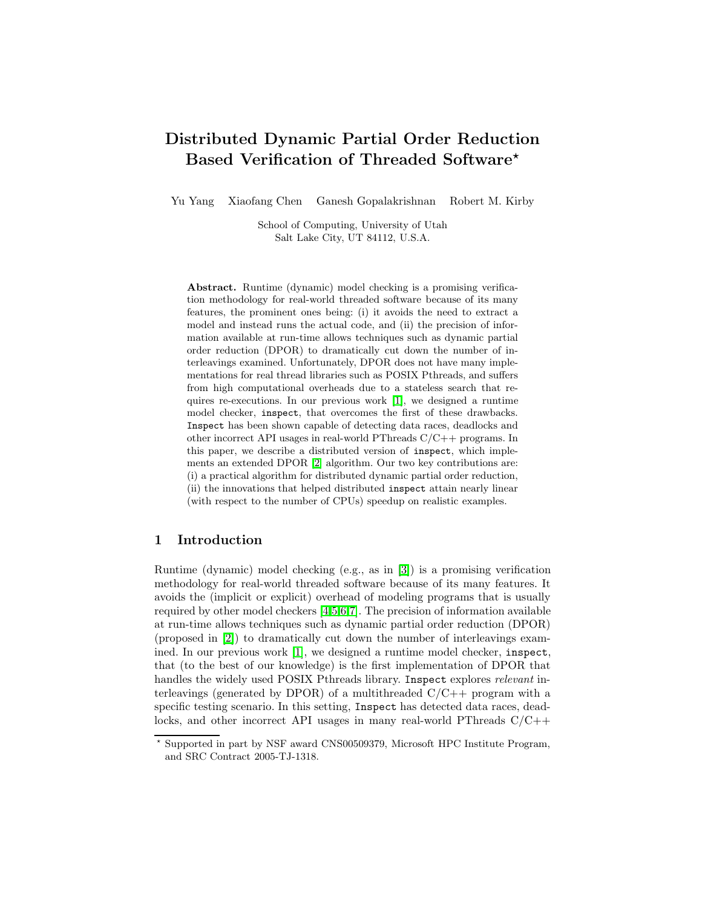# Distributed Dynamic Partial Order Reduction Based Verification of Threaded Software*

Yu Yang    Xiaofang Chen    Ganesh Gopalakrishnan    Robert M. Kirby

School of Computing, University of Utah
Salt Lake City, UT 84112, U.S.A.

**Abstract.** Runtime (dynamic) model checking is a promising verification methodology for real-world threaded software because of its many features, the prominent ones being: (i) it avoids the need to extract a model and instead runs the actual code, and (ii) the precision of information available at run-time allows techniques such as dynamic partial order reduction (DPOR) to dramatically cut down the number of interleavings examined. Unfortunately, DPOR does not have many implementations for real thread libraries such as POSIX Pthreads, and suffers from high computational overheads due to a stateless search that requires re-executions. In our previous work [1], we designed a runtime model checker, `inspect`, that overcomes the first of these drawbacks. `Inspect` has been shown capable of detecting data races, deadlocks and other incorrect API usages in real-world PThreads C/C++ programs. In this paper, we describe a distributed version of `inspect`, which implements an extended DPOR [2] algorithm. Our two key contributions are: (i) a practical algorithm for distributed dynamic partial order reduction, (ii) the innovations that helped distributed `inspect` attain nearly linear (with respect to the number of CPUs) speedup on realistic examples.

## 1 Introduction

Runtime (dynamic) model checking (e.g., as in [3]) is a promising verification methodology for real-world threaded software because of its many features. It avoids the (implicit or explicit) overhead of modeling programs that is usually required by other model checkers [4,5,6,7]. The precision of information available at run-time allows techniques such as dynamic partial order reduction (DPOR) (proposed in [2]) to dramatically cut down the number of interleavings examined. In our previous work [1], we designed a runtime model checker, `inspect`, that (to the best of our knowledge) is the first implementation of DPOR that handles the widely used POSIX Pthreads library. `Inspect` explores *relevant* interleavings (generated by DPOR) of a multithreaded C/C++ program with a specific testing scenario. In this setting, `Inspect` has detected data races, deadlocks, and other incorrect API usages in many real-world PThreads C/C++

* Supported in part by NSF award CNS00509379, Microsoft HPC Institute Program, and SRC Contract 2005-TJ-1318.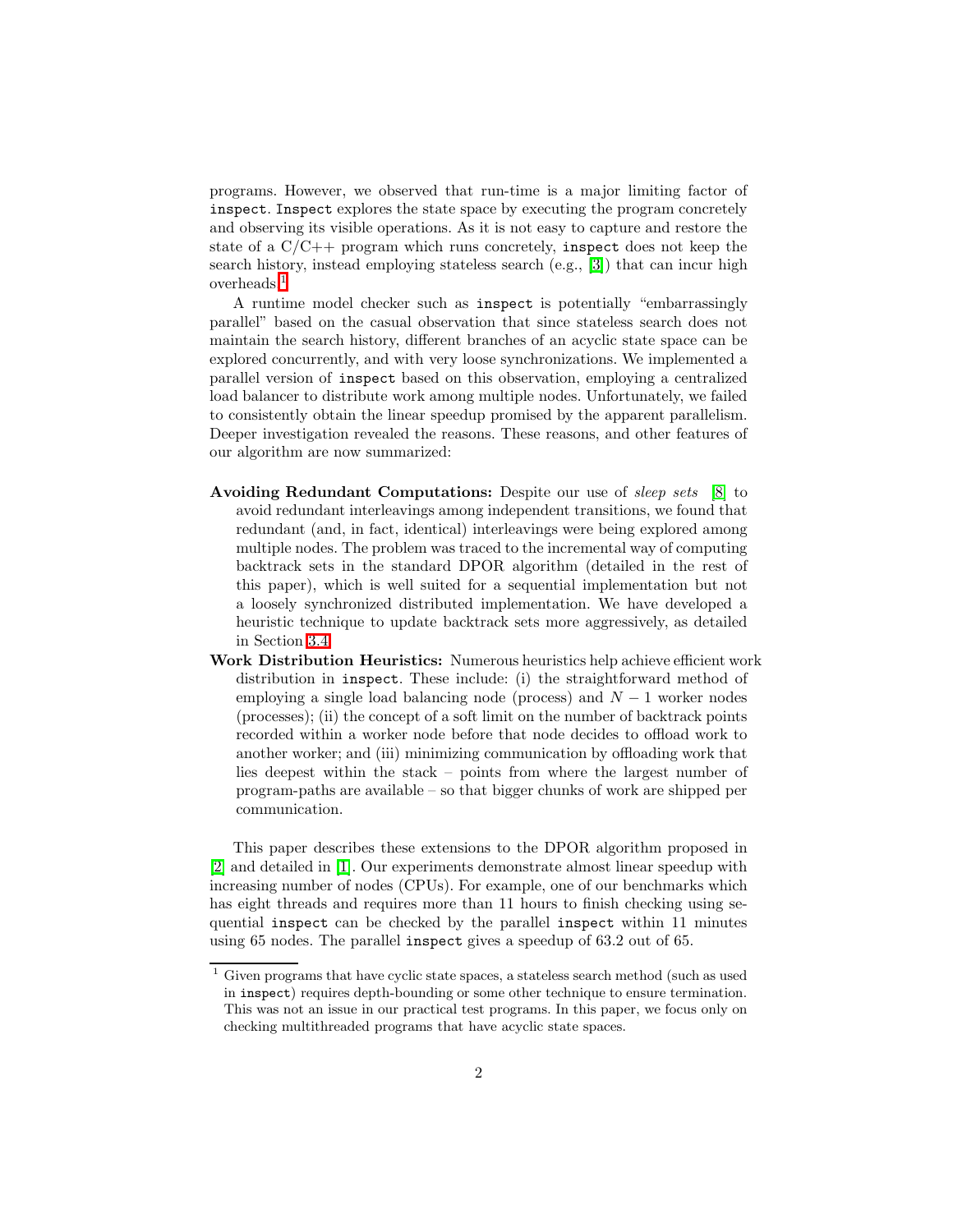programs. However, we observed that run-time is a major limiting factor of `inspect`. `Inspect` explores the state space by executing the program concretely and observing its visible operations. As it is not easy to capture and restore the state of a C/C++ program which runs concretely, `inspect` does not keep the search history, instead employing stateless search (e.g., [3]) that can incur high overheads.[1]

A runtime model checker such as `inspect` is potentially "embarrassingly parallel" based on the casual observation that since stateless search does not maintain the search history, different branches of an acyclic state space can be explored concurrently, and with very loose synchronizations. We implemented a parallel version of `inspect` based on this observation, employing a centralized load balancer to distribute work among multiple nodes. Unfortunately, we failed to consistently obtain the linear speedup promised by the apparent parallelism. Deeper investigation revealed the reasons. These reasons, and other features of our algorithm are now summarized:

**Avoiding Redundant Computations:** Despite our use of *sleep sets* [8] to avoid redundant interleavings among independent transitions, we found that redundant (and, in fact, identical) interleavings were being explored among multiple nodes. The problem was traced to the incremental way of computing backtrack sets in the standard DPOR algorithm (detailed in the rest of this paper), which is well suited for a sequential implementation but not a loosely synchronized distributed implementation. We have developed a heuristic technique to update backtrack sets more aggressively, as detailed in Section 3.4.

**Work Distribution Heuristics:** Numerous heuristics help achieve efficient work distribution in `inspect`. These include: (i) the straightforward method of employing a single load balancing node (process) and $N-1$ worker nodes (processes); (ii) the concept of a soft limit on the number of backtrack points recorded within a worker node before that node decides to offload work to another worker; and (iii) minimizing communication by offloading work that lies deepest within the stack – points from where the largest number of program-paths are available – so that bigger chunks of work are shipped per communication.

This paper describes these extensions to the DPOR algorithm proposed in [2] and detailed in [1]. Our experiments demonstrate almost linear speedup with increasing number of nodes (CPUs). For example, one of our benchmarks which has eight threads and requires more than 11 hours to finish checking using sequential `inspect` can be checked by the parallel `inspect` within 11 minutes using 65 nodes. The parallel `inspect` gives a speedup of 63.2 out of 65.

[1] Given programs that have cyclic state spaces, a stateless search method (such as used in `inspect`) requires depth-bounding or some other technique to ensure termination. This was not an issue in our practical test programs. In this paper, we focus only on checking multithreaded programs that have acyclic state spaces.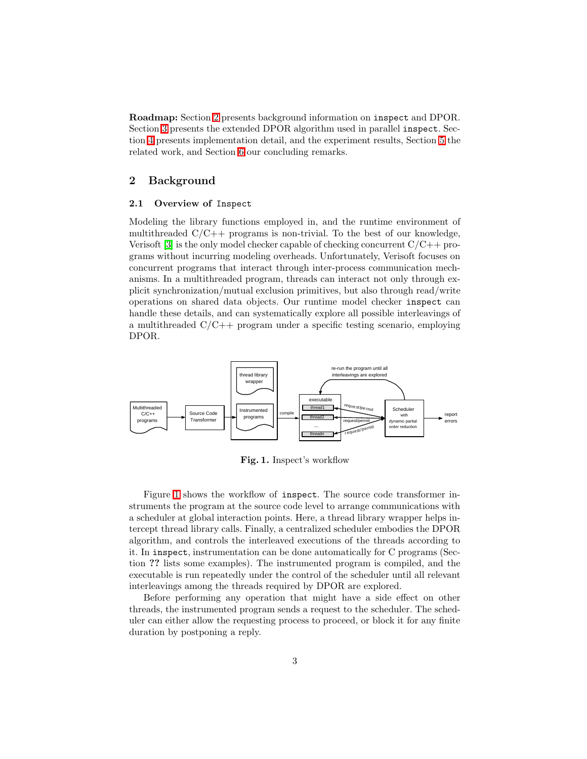**Roadmap:** Section 2 presents background information on `inspect` and DPOR. Section 3 presents the extended DPOR algorithm used in parallel `inspect`. Section 4 presents implementation detail, and the experiment results, Section 5 the related work, and Section 6 our concluding remarks.

## 2 Background

### 2.1 Overview of `Inspect`

Modeling the library functions employed in, and the runtime environment of multithreaded C/C++ programs is non-trivial. To the best of our knowledge, Verisoft [3] is the only model checker capable of checking concurrent C/C++ programs without incurring modeling overheads. Unfortunately, Verisoft focuses on concurrent programs that interact through inter-process communication mechanisms. In a multithreaded program, threads can interact not only through explicit synchronization/mutual exclusion primitives, but also through read/write operations on shared data objects. Our runtime model checker `inspect` can handle these details, and can systematically explore all possible interleavings of a multithreaded C/C++ program under a specific testing scenario, employing DPOR.

**Fig. 1.** Inspect's workflow

Figure 1 shows the workflow of `inspect`. The source code transformer instruments the program at the source code level to arrange communications with a scheduler at global interaction points. Here, a thread library wrapper helps intercept thread library calls. Finally, a centralized scheduler embodies the DPOR algorithm, and controls the interleaved executions of the threads according to it. In `inspect`, instrumentation can be done automatically for C programs (Section **??** lists some examples). The instrumented program is compiled, and the executable is run repeatedly under the control of the scheduler until all relevant interleavings among the threads required by DPOR are explored.

Before performing any operation that might have a side effect on other threads, the instrumented program sends a request to the scheduler. The scheduler can either allow the requesting process to proceed, or block it for any finite duration by postponing a reply.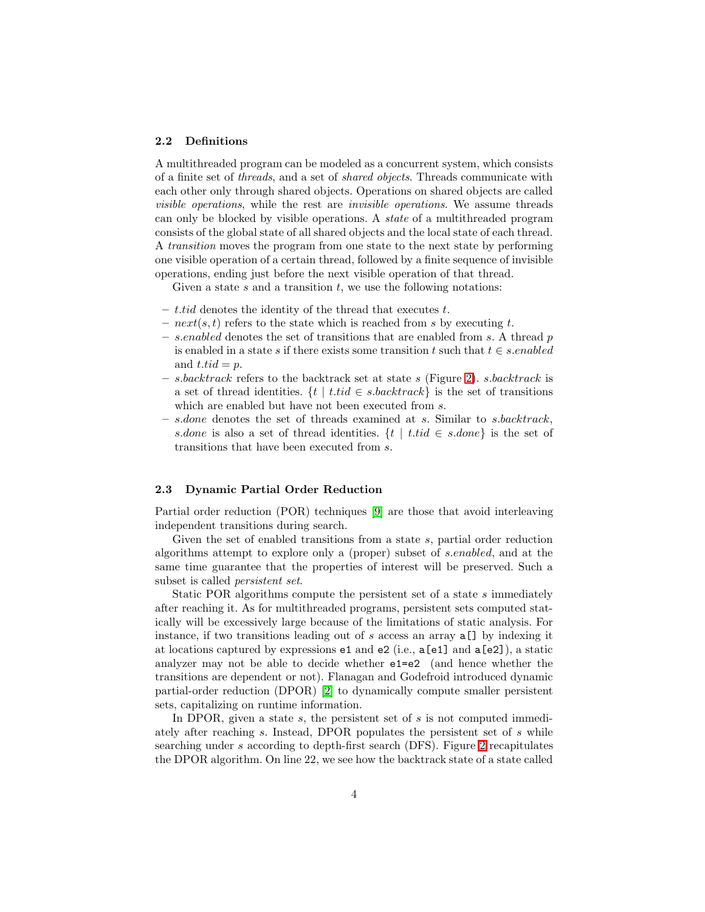### 2.2 Definitions

A multithreaded program can be modeled as a concurrent system, which consists of a finite set of *threads*, and a set of *shared objects*. Threads communicate with each other only through shared objects. Operations on shared objects are called *visible operations*, while the rest are *invisible operations*. We assume threads can only be blocked by visible operations. A *state* of a multithreaded program consists of the global state of all shared objects and the local state of each thread. A *transition* moves the program from one state to the next state by performing one visible operation of a certain thread, followed by a finite sequence of invisible operations, ending just before the next visible operation of that thread.

Given a state $s$ and a transition $t$, we use the following notations:

- $t.tid$ denotes the identity of the thread that executes $t$.
- $next(s, t)$ refers to the state which is reached from $s$ by executing $t$.
- $s.enabled$ denotes the set of transitions that are enabled from $s$. A thread $p$ is enabled in a state $s$ if there exists some transition $t$ such that $t \in s.enabled$ and $t.tid = p$.
- $s.backtrack$ refers to the backtrack set at state $s$ (Figure 2). $s.backtrack$ is a set of thread identities. $\{t \mid t.tid \in s.backtrack\}$ is the set of transitions which are enabled but have not been executed from $s$.
- $s.done$ denotes the set of threads examined at $s$. Similar to $s.backtrack$, $s.done$ is also a set of thread identities. $\{t \mid t.tid \in s.done\}$ is the set of transitions that have been executed from $s$.

### 2.3 Dynamic Partial Order Reduction

Partial order reduction (POR) techniques [9] are those that avoid interleaving independent transitions during search.

Given the set of enabled transitions from a state $s$, partial order reduction algorithms attempt to explore only a (proper) subset of $s.enabled$, and at the same time guarantee that the properties of interest will be preserved. Such a subset is called *persistent set*.

Static POR algorithms compute the persistent set of a state $s$ immediately after reaching it. As for multithreaded programs, persistent sets computed statically will be excessively large because of the limitations of static analysis. For instance, if two transitions leading out of $s$ access an array `a[]` by indexing it at locations captured by expressions `e1` and `e2` (i.e., `a[e1]` and `a[e2]`), a static analyzer may not be able to decide whether `e1=e2` (and hence whether the transitions are dependent or not). Flanagan and Godefroid introduced dynamic partial-order reduction (DPOR) [2] to dynamically compute smaller persistent sets, capitalizing on runtime information.

In DPOR, given a state $s$, the persistent set of $s$ is not computed immediately after reaching $s$. Instead, DPOR populates the persistent set of $s$ while searching under $s$ according to depth-first search (DFS). Figure 2 recapitulates the DPOR algorithm. On line 22, we see how the backtrack state of a state called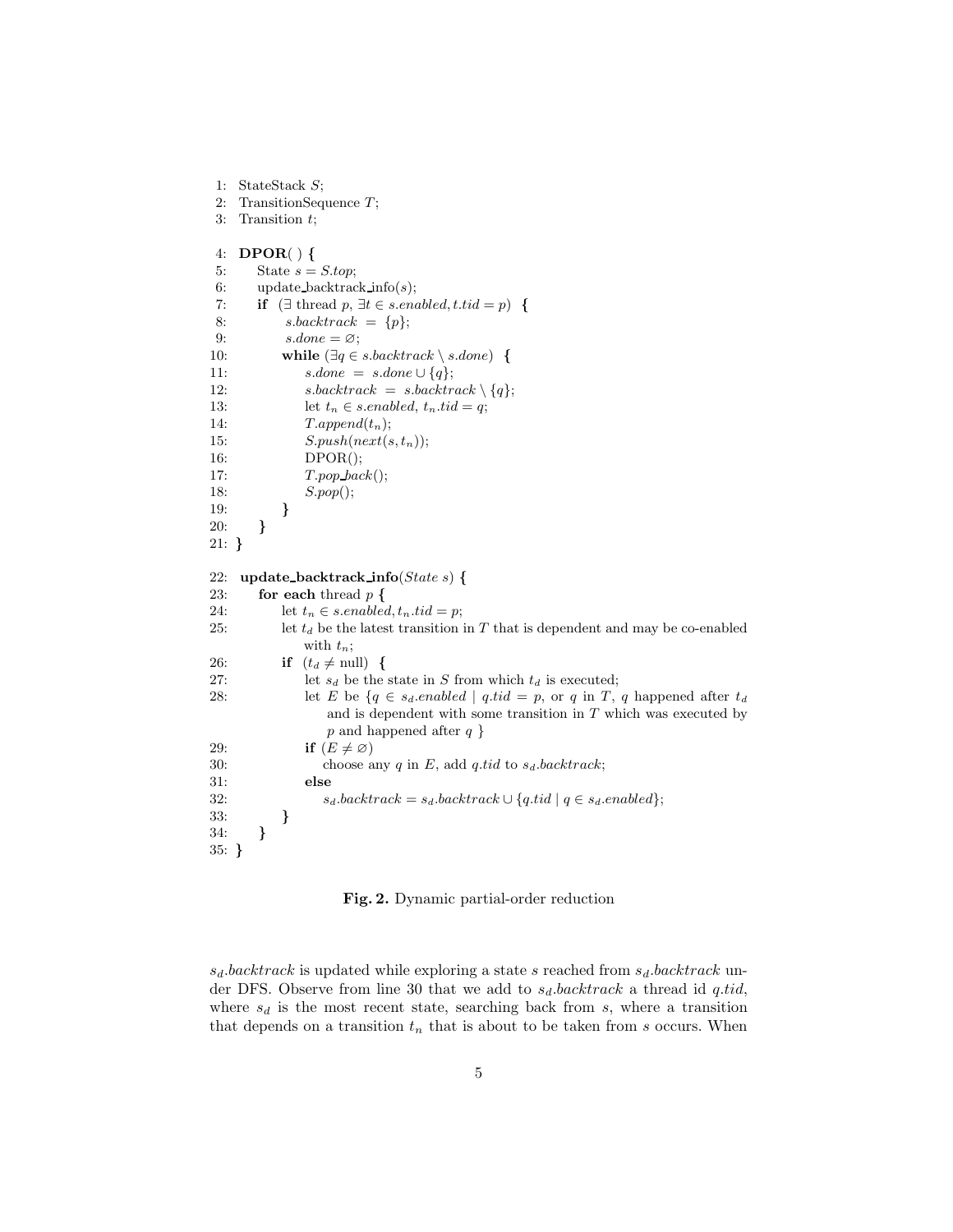```
 1: StateStack S;
 2: TransitionSequence T;
 3: Transition t;

 4: DPOR( ) {
 5:     State s = S.top;
 6:     update_backtrack_info(s);
 7:     if  (∃ thread p, ∃t ∈ s.enabled, t.tid = p)  {
 8:         s.backtrack  =  {p};
 9:         s.done = ∅;
10:         while (∃q ∈ s.backtrack \ s.done)  {
11:             s.done  =  s.done ∪ {q};
12:             s.backtrack  =  s.backtrack \ {q};
13:             let t_n ∈ s.enabled, t_n.tid = q;
14:             T.append(t_n);
15:             S.push(next(s, t_n));
16:             DPOR();
17:             T.pop_back();
18:             S.pop();
19:         }
20:     }
21: }

22: update_backtrack_info(State s) {
23:     for each thread p {
24:         let t_n ∈ s.enabled, t_n.tid = p;
25:         let t_d be the latest transition in T that is dependent and may be co-enabled
                with t_n;
26:         if  (t_d ≠ null)  {
27:             let s_d be the state in S from which t_d is executed;
28:             let E be {q ∈ s_d.enabled | q.tid = p, or q in T, q happened after t_d
                    and is dependent with some transition in T which was executed by
                    p and happened after q }
29:             if (E ≠ ∅)
30:                 choose any q in E, add q.tid to s_d.backtrack;
31:             else
32:                 s_d.backtrack = s_d.backtrack ∪ {q.tid | q ∈ s_d.enabled};
33:         }
34:     }
35: }
```

**Fig. 2.** Dynamic partial-order reduction

$s_d$.*backtrack* is updated while exploring a state $s$ reached from $s_d$.*backtrack* under DFS. Observe from line 30 that we add to $s_d$.*backtrack* a thread id $q$.*tid*, where $s_d$ is the most recent state, searching back from $s$, where a transition that depends on a transition $t_n$ that is about to be taken from $s$ occurs. When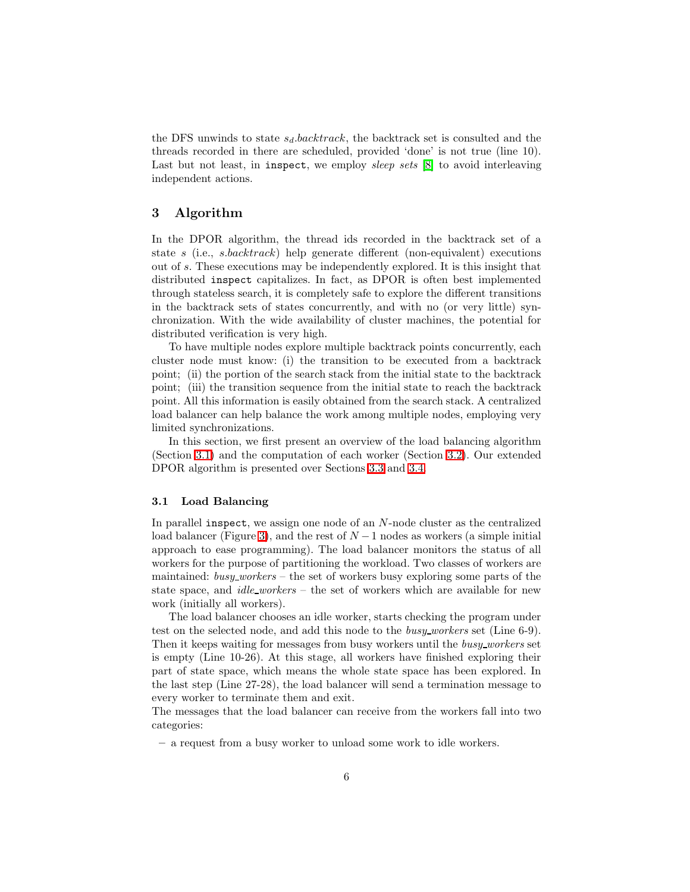the DFS unwinds to state $s_d.backtrack$, the backtrack set is consulted and the threads recorded in there are scheduled, provided 'done' is not true (line 10). Last but not least, in `inspect`, we employ *sleep sets* [8] to avoid interleaving independent actions.

## 3 Algorithm

In the DPOR algorithm, the thread ids recorded in the backtrack set of a state $s$ (i.e., $s.backtrack$) help generate different (non-equivalent) executions out of $s$. These executions may be independently explored. It is this insight that distributed `inspect` capitalizes. In fact, as DPOR is often best implemented through stateless search, it is completely safe to explore the different transitions in the backtrack sets of states concurrently, and with no (or very little) synchronization. With the wide availability of cluster machines, the potential for distributed verification is very high.

To have multiple nodes explore multiple backtrack points concurrently, each cluster node must know: (i) the transition to be executed from a backtrack point; (ii) the portion of the search stack from the initial state to the backtrack point; (iii) the transition sequence from the initial state to reach the backtrack point. All this information is easily obtained from the search stack. A centralized load balancer can help balance the work among multiple nodes, employing very limited synchronizations.

In this section, we first present an overview of the load balancing algorithm (Section 3.1) and the computation of each worker (Section 3.2). Our extended DPOR algorithm is presented over Sections 3.3 and 3.4.

### 3.1 Load Balancing

In parallel `inspect`, we assign one node of an $N$-node cluster as the centralized load balancer (Figure 3), and the rest of $N-1$ nodes as workers (a simple initial approach to ease programming). The load balancer monitors the status of all workers for the purpose of partitioning the workload. Two classes of workers are maintained: *busy_workers* – the set of workers busy exploring some parts of the state space, and *idle_workers* – the set of workers which are available for new work (initially all workers).

The load balancer chooses an idle worker, starts checking the program under test on the selected node, and add this node to the *busy_workers* set (Line 6-9). Then it keeps waiting for messages from busy workers until the *busy_workers* set is empty (Line 10-26). At this stage, all workers have finished exploring their part of state space, which means the whole state space has been explored. In the last step (Line 27-28), the load balancer will send a termination message to every worker to terminate them and exit.
The messages that the load balancer can receive from the workers fall into two categories:

- a request from a busy worker to unload some work to idle workers.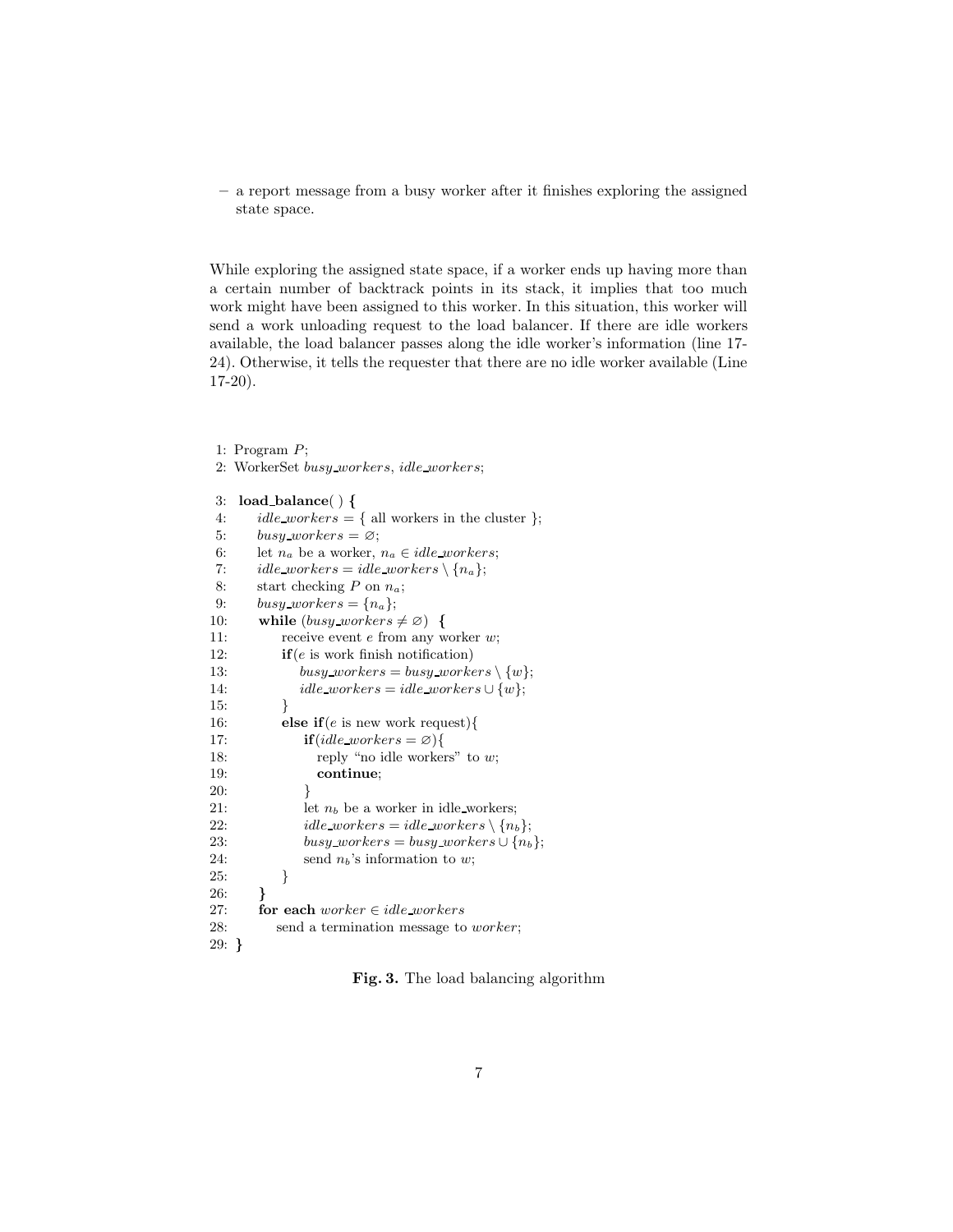– a report message from a busy worker after it finishes exploring the assigned state space.

While exploring the assigned state space, if a worker ends up having more than a certain number of backtrack points in its stack, it implies that too much work might have been assigned to this worker. In this situation, this worker will send a work unloading request to the load balancer. If there are idle workers available, the load balancer passes along the idle worker's information (line 17-24). Otherwise, it tells the requester that there are no idle worker available (Line 17-20).

```
 1: Program P;
 2: WorkerSet busy_workers, idle_workers;

 3: load_balance( ) {
 4:     idle_workers = { all workers in the cluster };
 5:     busy_workers = ∅;
 6:     let n_a be a worker, n_a ∈ idle_workers;
 7:     idle_workers = idle_workers \ {n_a};
 8:     start checking P on n_a;
 9:     busy_workers = {n_a};
10:     while (busy_workers ≠ ∅) {
11:         receive event e from any worker w;
12:         if(e is work finish notification)
13:             busy_workers = busy_workers \ {w};
14:             idle_workers = idle_workers ∪ {w};
15:         }
16:         else if(e is new work request){
17:             if(idle_workers = ∅){
18:                 reply "no idle workers" to w;
19:                 continue;
20:             }
21:             let n_b be a worker in idle_workers;
22:             idle_workers = idle_workers \ {n_b};
23:             busy_workers = busy_workers ∪ {n_b};
24:             send n_b's information to w;
25:         }
26:     }
27:     for each worker ∈ idle_workers
28:         send a termination message to worker;
29: }
```

**Fig. 3.** The load balancing algorithm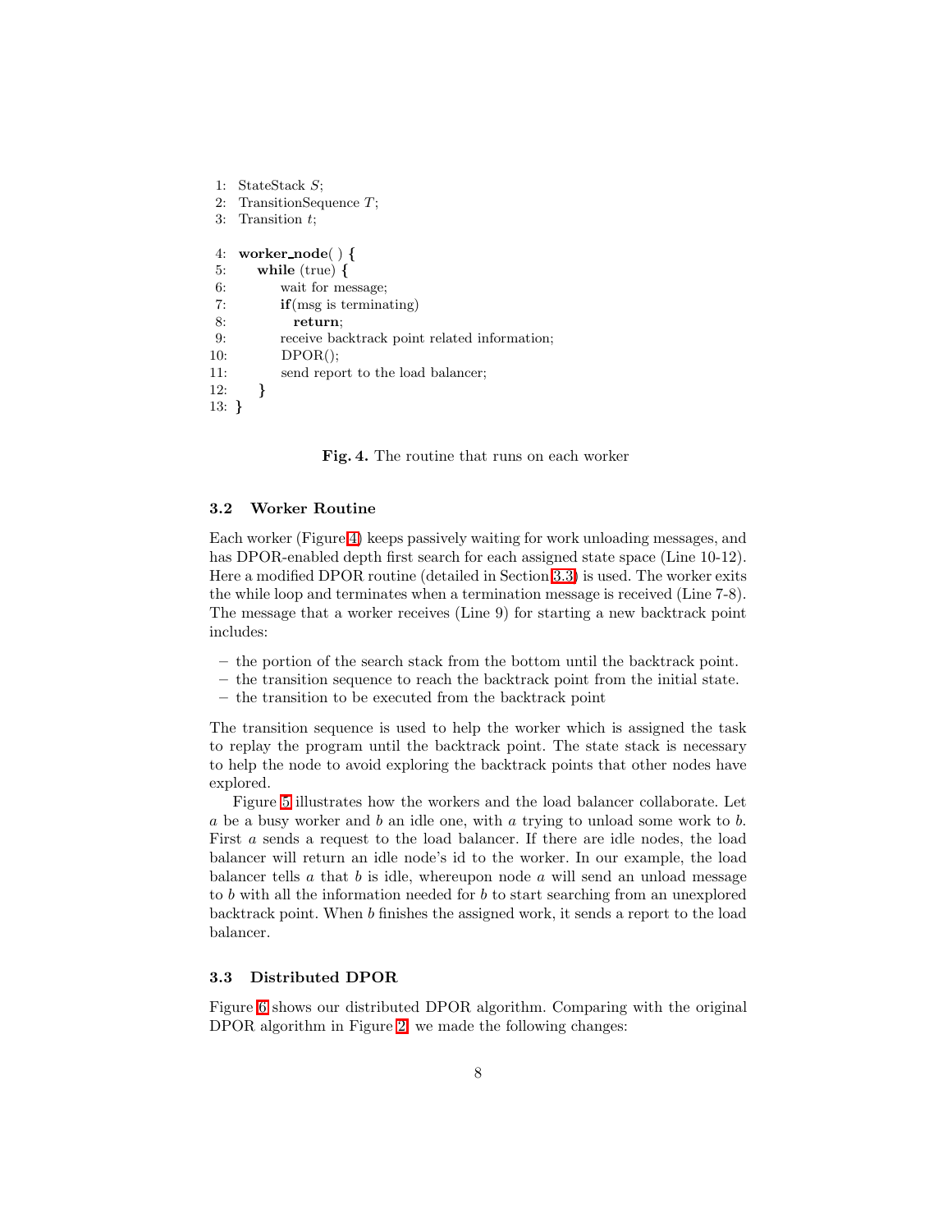```
 1: StateStack S;
 2: TransitionSequence T;
 3: Transition t;

 4: worker_node( ) {
 5:     while (true) {
 6:         wait for message;
 7:         if(msg is terminating)
 8:           return;
 9:         receive backtrack point related information;
10:         DPOR();
11:         send report to the load balancer;
12:     }
13: }
```

**Fig. 4.** The routine that runs on each worker

### 3.2 Worker Routine

Each worker (Figure 4) keeps passively waiting for work unloading messages, and has DPOR-enabled depth first search for each assigned state space (Line 10-12). Here a modified DPOR routine (detailed in Section 3.3) is used. The worker exits the while loop and terminates when a termination message is received (Line 7-8). The message that a worker receives (Line 9) for starting a new backtrack point includes:

- the portion of the search stack from the bottom until the backtrack point.
- the transition sequence to reach the backtrack point from the initial state.
- the transition to be executed from the backtrack point

The transition sequence is used to help the worker which is assigned the task to replay the program until the backtrack point. The state stack is necessary to help the node to avoid exploring the backtrack points that other nodes have explored.

Figure 5 illustrates how the workers and the load balancer collaborate. Let $a$ be a busy worker and $b$ an idle one, with $a$ trying to unload some work to $b$. First $a$ sends a request to the load balancer. If there are idle nodes, the load balancer will return an idle node's id to the worker. In our example, the load balancer tells $a$ that $b$ is idle, whereupon node $a$ will send an unload message to $b$ with all the information needed for $b$ to start searching from an unexplored backtrack point. When $b$ finishes the assigned work, it sends a report to the load balancer.

### 3.3 Distributed DPOR

Figure 6 shows our distributed DPOR algorithm. Comparing with the original DPOR algorithm in Figure 2, we made the following changes: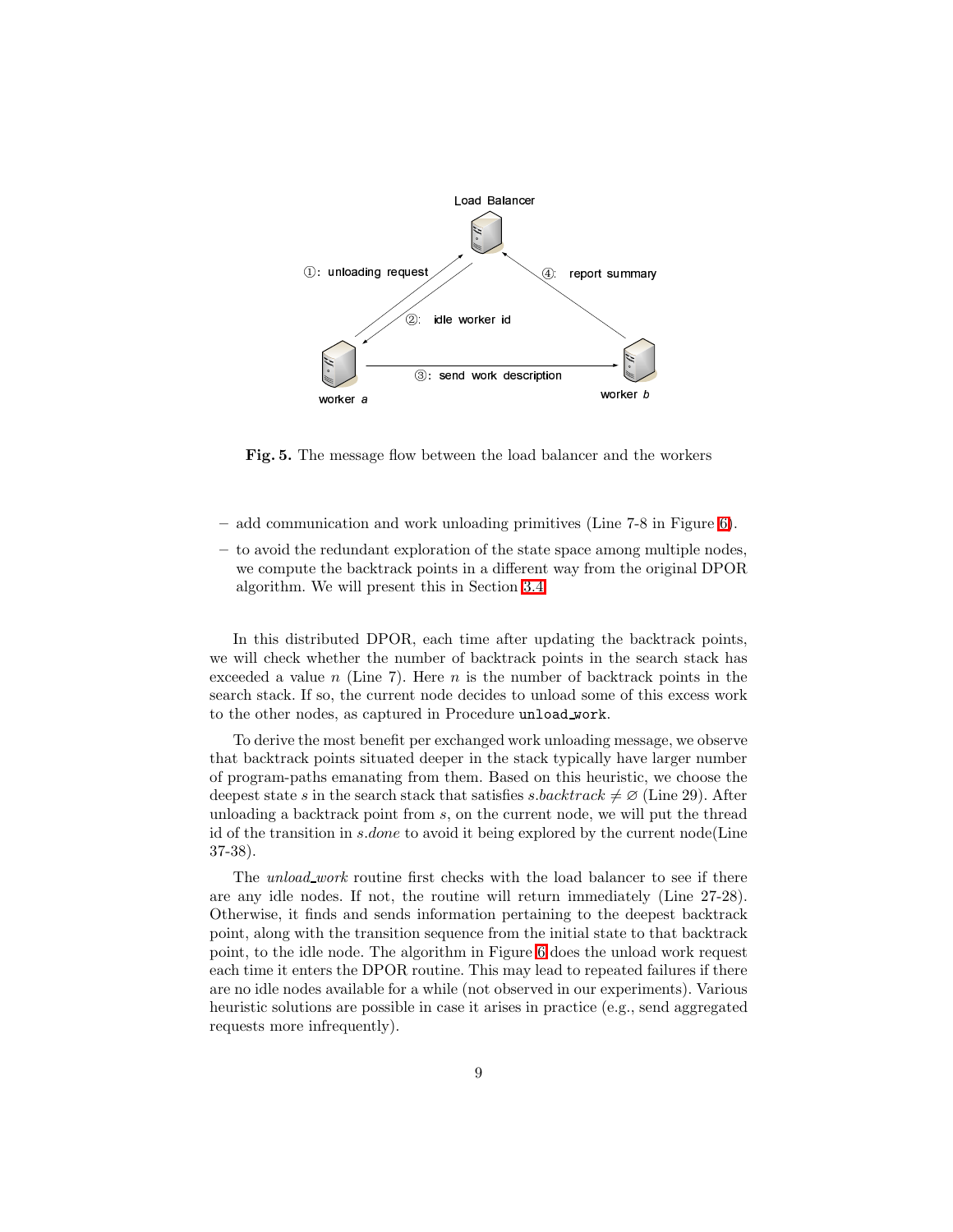Fig. 5. The message flow between the load balancer and the workers

- add communication and work unloading primitives (Line 7-8 in Figure 6).
- to avoid the redundant exploration of the state space among multiple nodes, we compute the backtrack points in a different way from the original DPOR algorithm. We will present this in Section 3.4.

In this distributed DPOR, each time after updating the backtrack points, we will check whether the number of backtrack points in the search stack has exceeded a value $n$ (Line 7). Here $n$ is the number of backtrack points in the search stack. If so, the current node decides to unload some of this excess work to the other nodes, as captured in Procedure `unload_work`.

To derive the most benefit per exchanged work unloading message, we observe that backtrack points situated deeper in the stack typically have larger number of program-paths emanating from them. Based on this heuristic, we choose the deepest state $s$ in the search stack that satisfies $s.backtrack \neq \varnothing$ (Line 29). After unloading a backtrack point from $s$, on the current node, we will put the thread id of the transition in $s.done$ to avoid it being explored by the current node(Line 37-38).

The *unload_work* routine first checks with the load balancer to see if there are any idle nodes. If not, the routine will return immediately (Line 27-28). Otherwise, it finds and sends information pertaining to the deepest backtrack point, along with the transition sequence from the initial state to that backtrack point, to the idle node. The algorithm in Figure 6 does the unload work request each time it enters the DPOR routine. This may lead to repeated failures if there are no idle nodes available for a while (not observed in our experiments). Various heuristic solutions are possible in case it arises in practice (e.g., send aggregated requests more infrequently).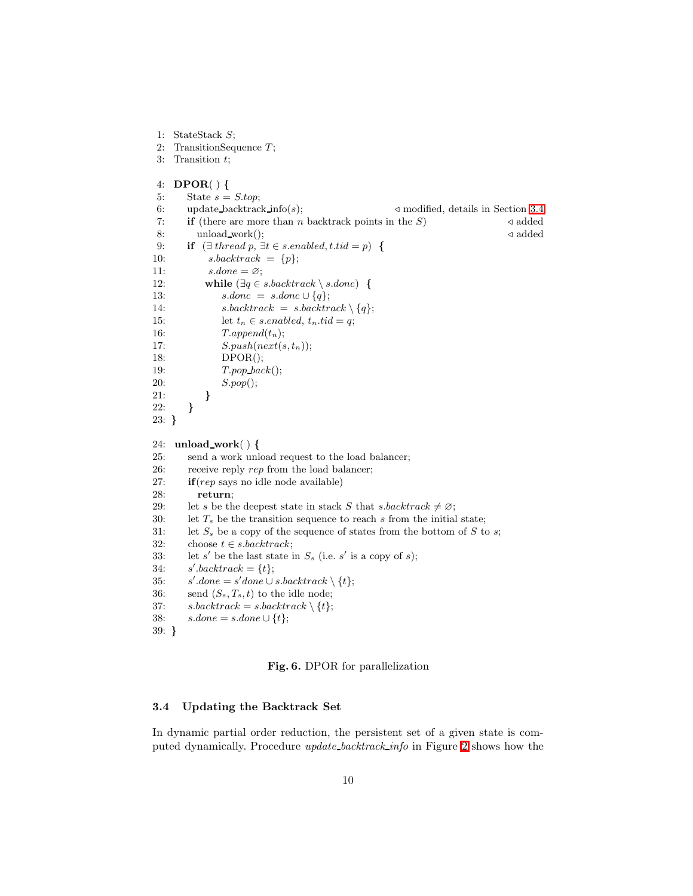```
1:  StateStack S;
2:  TransitionSequence T;
3:  Transition t;

4:  DPOR( ) {
5:     State s = S.top;
6:     update_backtrack_info(s);                    ◁ modified, details in Section 3.4
7:     if (there are more than n backtrack points in the S)            ◁ added
8:        unload_work();                                                ◁ added
9:     if (∃ thread p, ∃t ∈ s.enabled, t.tid = p) {
10:        s.backtrack = {p};
11:        s.done = ∅;
12:        while (∃q ∈ s.backtrack \ s.done) {
13:           s.done = s.done ∪ {q};
14:           s.backtrack = s.backtrack \ {q};
15:           let t_n ∈ s.enabled, t_n.tid = q;
16:           T.append(t_n);
17:           S.push(next(s, t_n));
18:           DPOR();
19:           T.pop_back();
20:           S.pop();
21:        }
22:     }
23: }

24: unload_work( ) {
25:     send a work unload request to the load balancer;
26:     receive reply rep from the load balancer;
27:     if(rep says no idle node available)
28:        return;
29:     let s be the deepest state in stack S that s.backtrack ≠ ∅;
30:     let T_s be the transition sequence to reach s from the initial state;
31:     let S_s be a copy of the sequence of states from the bottom of S to s;
32:     choose t ∈ s.backtrack;
33:     let s' be the last state in S_s (i.e. s' is a copy of s);
34:     s'.backtrack = {t};
35:     s'.done = s'done ∪ s.backtrack \ {t};
36:     send (S_s, T_s, t) to the idle node;
37:     s.backtrack = s.backtrack \ {t};
38:     s.done = s.done ∪ {t};
39: }
```

**Fig. 6.** DPOR for parallelization

### 3.4 Updating the Backtrack Set

In dynamic partial order reduction, the persistent set of a given state is computed dynamically. Procedure *update_backtrack_info* in Figure 2 shows how the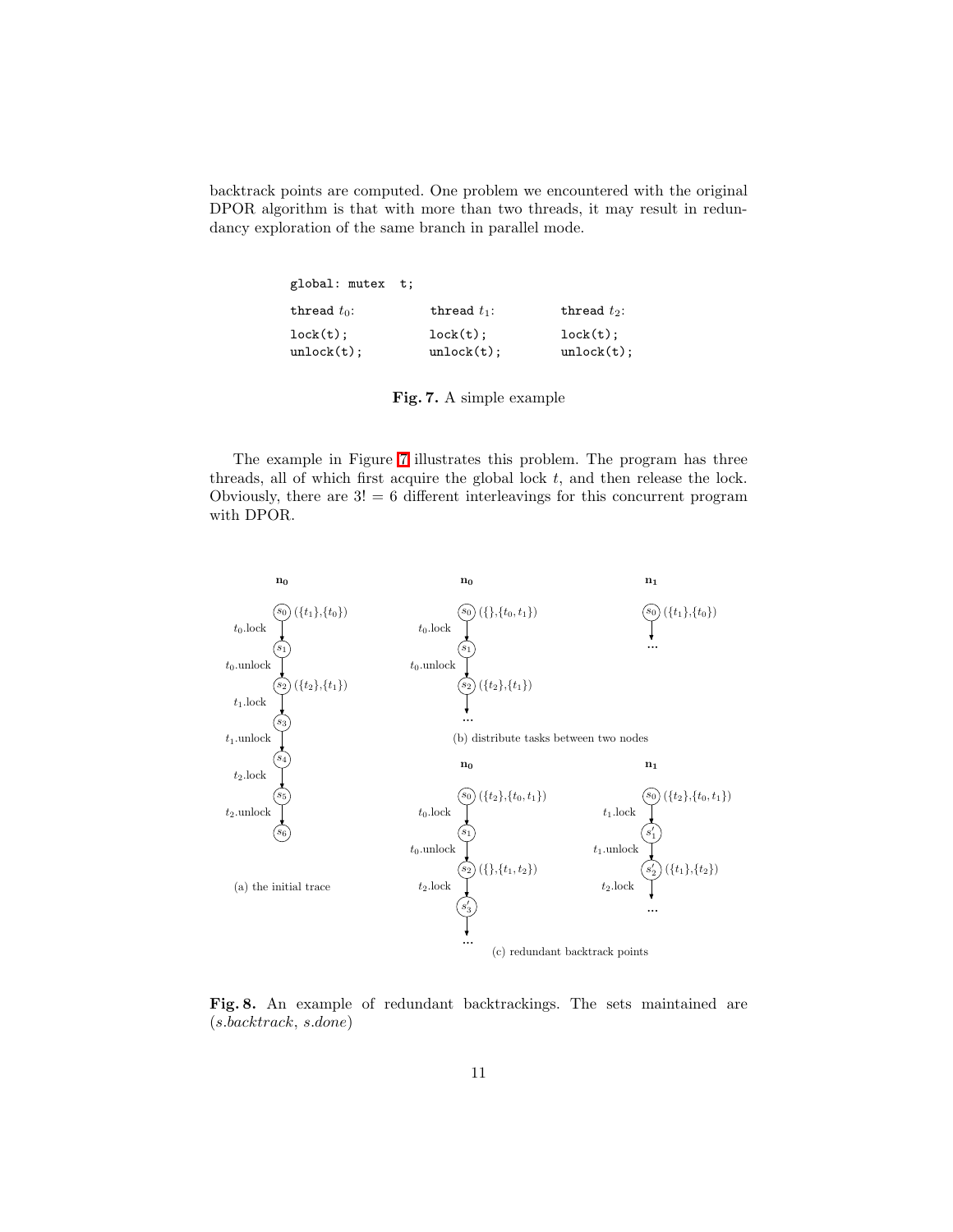backtrack points are computed. One problem we encountered with the original DPOR algorithm is that with more than two threads, it may result in redundancy exploration of the same branch in parallel mode.

```
global: mutex  t;

thread t0:          thread t1:          thread t2:

lock(t);            lock(t);            lock(t);
unlock(t);          unlock(t);          unlock(t);
```

**Fig. 7.** A simple example

The example in Figure 7 illustrates this problem. The program has three threads, all of which first acquire the global lock $t$, and then release the lock. Obviously, there are $3! = 6$ different interleavings for this concurrent program with DPOR.

(a) the initial trace

(b) distribute tasks between two nodes

(c) redundant backtrack points

**Fig. 8.** An example of redundant backtrackings. The sets maintained are (*s.backtrack*, *s.done*)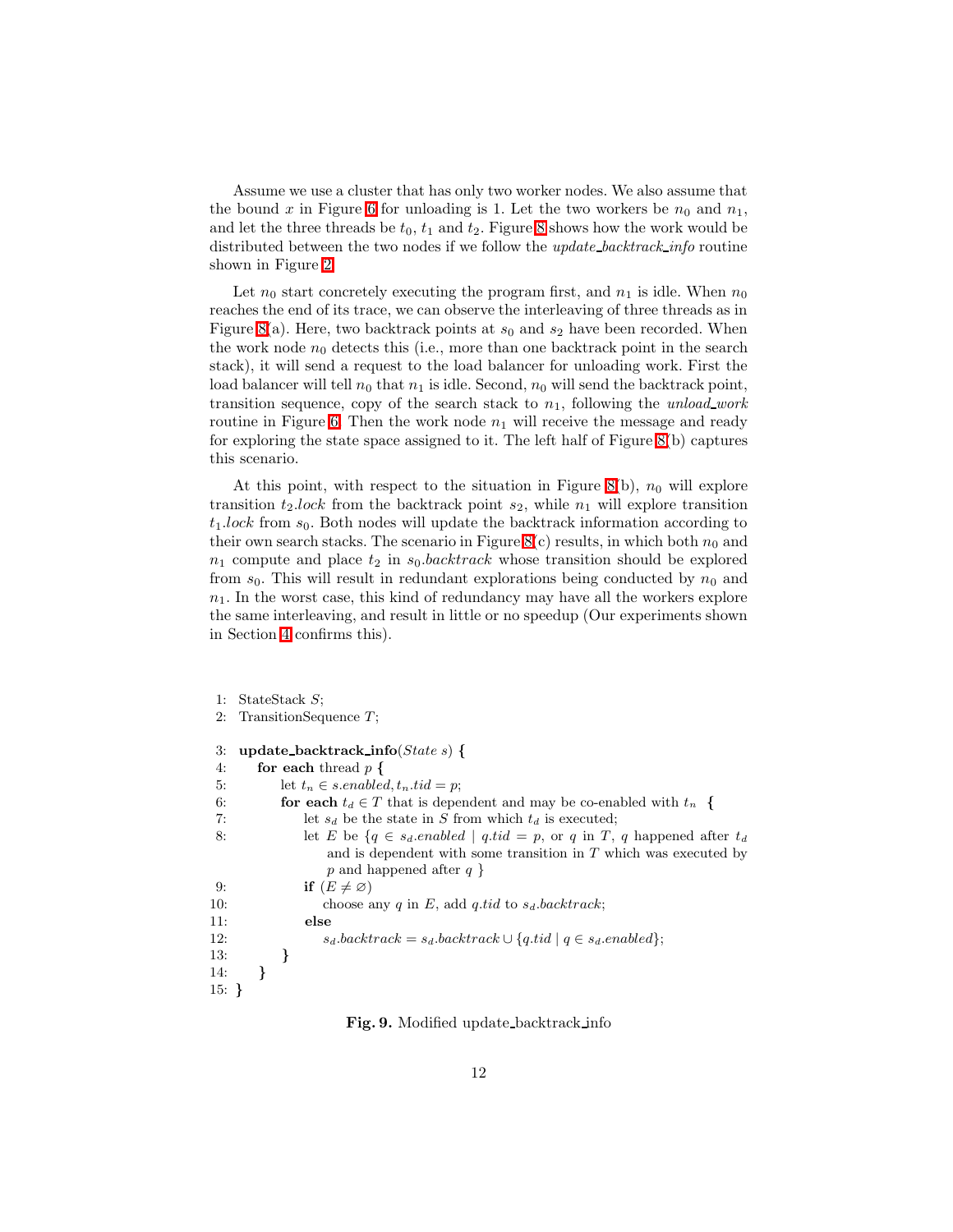Assume we use a cluster that has only two worker nodes. We also assume that the bound $x$ in Figure 6 for unloading is 1. Let the two workers be $n_0$ and $n_1$, and let the three threads be $t_0$, $t_1$ and $t_2$. Figure 8 shows how the work would be distributed between the two nodes if we follow the *update_backtrack_info* routine shown in Figure 2.

Let $n_0$ start concretely executing the program first, and $n_1$ is idle. When $n_0$ reaches the end of its trace, we can observe the interleaving of three threads as in Figure 8(a). Here, two backtrack points at $s_0$ and $s_2$ have been recorded. When the work node $n_0$ detects this (i.e., more than one backtrack point in the search stack), it will send a request to the load balancer for unloading work. First the load balancer will tell $n_0$ that $n_1$ is idle. Second, $n_0$ will send the backtrack point, transition sequence, copy of the search stack to $n_1$, following the *unload_work* routine in Figure 6. Then the work node $n_1$ will receive the message and ready for exploring the state space assigned to it. The left half of Figure 8(b) captures this scenario.

At this point, with respect to the situation in Figure 8(b), $n_0$ will explore transition $t_2.lock$ from the backtrack point $s_2$, while $n_1$ will explore transition $t_1.lock$ from $s_0$. Both nodes will update the backtrack information according to their own search stacks. The scenario in Figure 8(c) results, in which both $n_0$ and $n_1$ compute and place $t_2$ in $s_0.backtrack$ whose transition should be explored from $s_0$. This will result in redundant explorations being conducted by $n_0$ and $n_1$. In the worst case, this kind of redundancy may have all the workers explore the same interleaving, and result in little or no speedup (Our experiments shown in Section 4 confirms this).

```
1:  StateStack S;
2:  TransitionSequence T;

3:  update_backtrack_info(State s) {
4:     for each thread p {
5:        let t_n ∈ s.enabled, t_n.tid = p;
6:        for each t_d ∈ T that is dependent and may be co-enabled with t_n {
7:           let s_d be the state in S from which t_d is executed;
8:           let E be {q ∈ s_d.enabled | q.tid = p, or q in T, q happened after t_d
                and is dependent with some transition in T which was executed by
                p and happened after q }
9:           if (E ≠ ∅)
10:             choose any q in E, add q.tid to s_d.backtrack;
11:          else
12:             s_d.backtrack = s_d.backtrack ∪ {q.tid | q ∈ s_d.enabled};
13:       }
14:    }
15: }
```

**Fig. 9.** Modified update_backtrack_info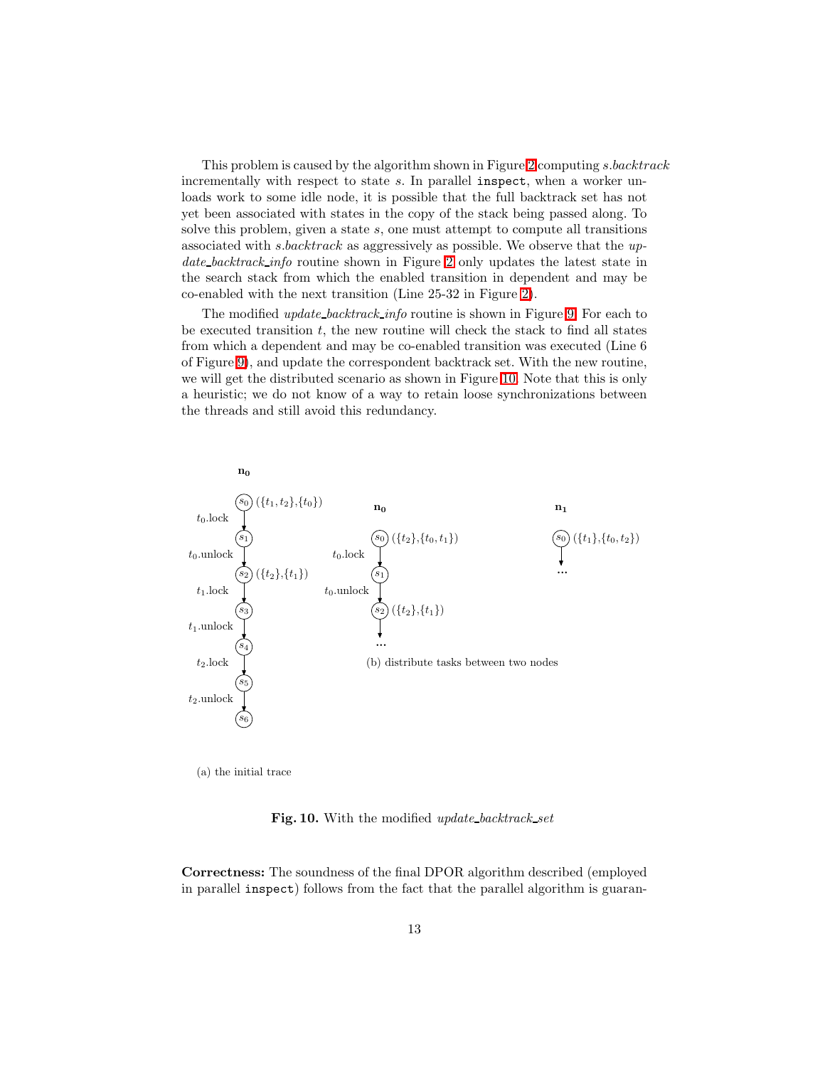This problem is caused by the algorithm shown in Figure 2 computing *s.backtrack* incrementally with respect to state *s*. In parallel `inspect`, when a worker unloads work to some idle node, it is possible that the full backtrack set has not yet been associated with states in the copy of the stack being passed along. To solve this problem, given a state *s*, one must attempt to compute all transitions associated with *s.backtrack* as aggressively as possible. We observe that the *update_backtrack_info* routine shown in Figure 2 only updates the latest state in the search stack from which the enabled transition in dependent and may be co-enabled with the next transition (Line 25-32 in Figure 2).

The modified *update_backtrack_info* routine is shown in Figure 9. For each to be executed transition *t*, the new routine will check the stack to find all states from which a dependent and may be co-enabled transition was executed (Line 6 of Figure 9), and update the correspondent backtrack set. With the new routine, we will get the distributed scenario as shown in Figure 10. Note that this is only a heuristic; we do not know of a way to retain loose synchronizations between the threads and still avoid this redundancy.

**$n_0$**

$s_0$ $(\{t_1, t_2\}, \{t_0\})$ —$t_0$.lock→ $s_1$ —$t_0$.unlock→ $s_2$ $(\{t_2\}, \{t_1\})$ —$t_1$.lock→ $s_3$ —$t_1$.unlock→ $s_4$ —$t_2$.lock→ $s_5$ —$t_2$.unlock→ $s_6$

(a) the initial trace

**$n_0$**

$s_0$ $(\{t_2\}, \{t_0, t_1\})$ —$t_0$.lock→ $s_1$ —$t_0$.unlock→ $s_2$ $(\{t_2\}, \{t_1\})$ → ...

**$n_1$**

$s_0$ $(\{t_1\}, \{t_0, t_2\})$ → ...

(b) distribute tasks between two nodes

**Fig. 10.** With the modified *update_backtrack_set*

**Correctness:** The soundness of the final DPOR algorithm described (employed in parallel `inspect`) follows from the fact that the parallel algorithm is guaran-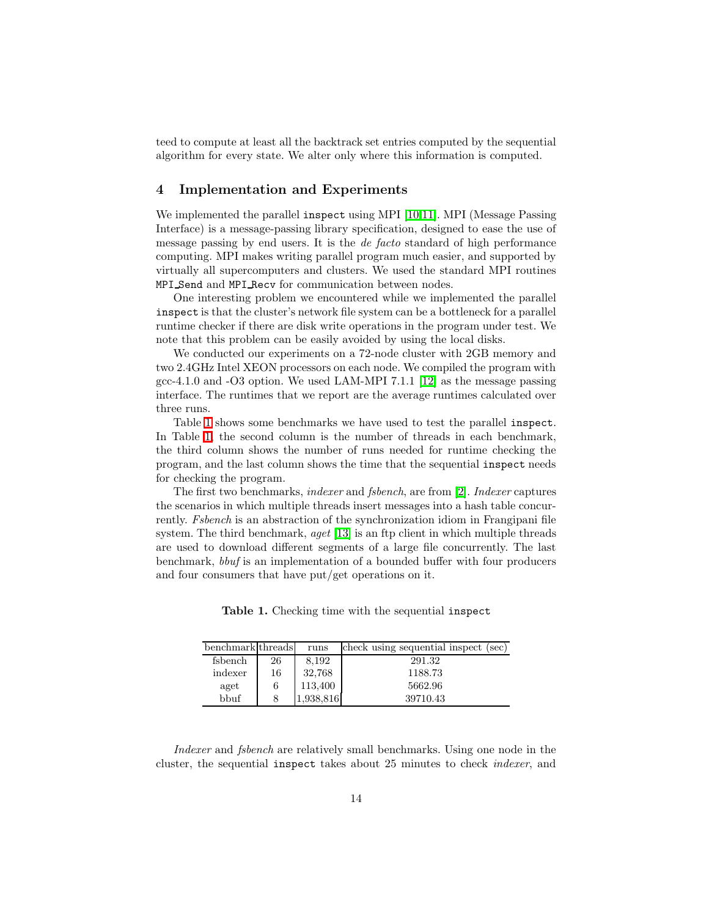teed to compute at least all the backtrack set entries computed by the sequential algorithm for every state. We alter only where this information is computed.

## 4 Implementation and Experiments

We implemented the parallel `inspect` using MPI [10,11]. MPI (Message Passing Interface) is a message-passing library specification, designed to ease the use of message passing by end users. It is the *de facto* standard of high performance computing. MPI makes writing parallel program much easier, and supported by virtually all supercomputers and clusters. We used the standard MPI routines `MPI_Send` and `MPI_Recv` for communication between nodes.

One interesting problem we encountered while we implemented the parallel `inspect` is that the cluster's network file system can be a bottleneck for a parallel runtime checker if there are disk write operations in the program under test. We note that this problem can be easily avoided by using the local disks.

We conducted our experiments on a 72-node cluster with 2GB memory and two 2.4GHz Intel XEON processors on each node. We compiled the program with gcc-4.1.0 and -O3 option. We used LAM-MPI 7.1.1 [12] as the message passing interface. The runtimes that we report are the average runtimes calculated over three runs.

Table 1 shows some benchmarks we have used to test the parallel `inspect`. In Table 1, the second column is the number of threads in each benchmark, the third column shows the number of runs needed for runtime checking the program, and the last column shows the time that the sequential `inspect` needs for checking the program.

The first two benchmarks, *indexer* and *fsbench*, are from [2]. *Indexer* captures the scenarios in which multiple threads insert messages into a hash table concurrently. *Fsbench* is an abstraction of the synchronization idiom in Frangipani file system. The third benchmark, *aget* [13] is an ftp client in which multiple threads are used to download different segments of a large file concurrently. The last benchmark, *bbuf* is an implementation of a bounded buffer with four producers and four consumers that have put/get operations on it.

**Table 1.** Checking time with the sequential `inspect`

| benchmark | threads | runs | check using sequential inspect (sec) |
|---|---|---|---|
| fsbench | 26 | 8,192 | 291.32 |
| indexer | 16 | 32,768 | 1188.73 |
| aget | 6 | 113,400 | 5662.96 |
| bbuf | 8 | 1,938,816 | 39710.43 |

*Indexer* and *fsbench* are relatively small benchmarks. Using one node in the cluster, the sequential `inspect` takes about 25 minutes to check *indexer*, and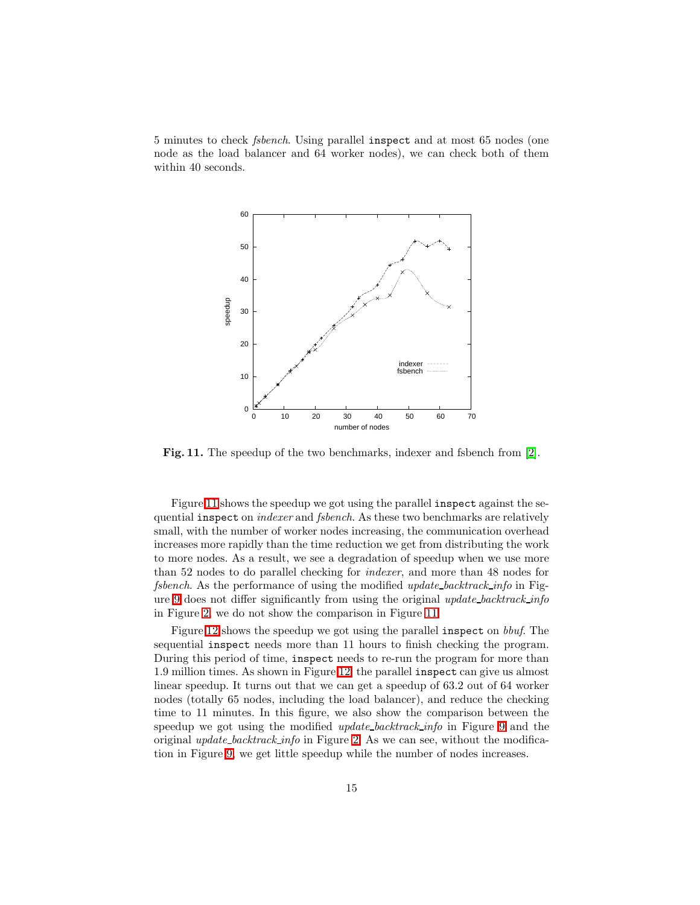5 minutes to check *fsbench*. Using parallel `inspect` and at most 65 nodes (one node as the load balancer and 64 worker nodes), we can check both of them within 40 seconds.

**Fig. 11.** The speedup of the two benchmarks, indexer and fsbench from [2].

Figure 11 shows the speedup we got using the parallel `inspect` against the sequential `inspect` on *indexer* and *fsbench*. As these two benchmarks are relatively small, with the number of worker nodes increasing, the communication overhead increases more rapidly than the time reduction we get from distributing the work to more nodes. As a result, we see a degradation of speedup when we use more than 52 nodes to do parallel checking for *indexer*, and more than 48 nodes for *fsbench*. As the performance of using the modified *update_backtrack_info* in Figure 9 does not differ significantly from using the original *update_backtrack_info* in Figure 2, we do not show the comparison in Figure 11.

Figure 12 shows the speedup we got using the parallel `inspect` on *bbuf*. The sequential `inspect` needs more than 11 hours to finish checking the program. During this period of time, `inspect` needs to re-run the program for more than 1.9 million times. As shown in Figure 12, the parallel `inspect` can give us almost linear speedup. It turns out that we can get a speedup of 63.2 out of 64 worker nodes (totally 65 nodes, including the load balancer), and reduce the checking time to 11 minutes. In this figure, we also show the comparison between the speedup we got using the modified *update_backtrack_info* in Figure 9 and the original *update_backtrack_info* in Figure 2. As we can see, without the modification in Figure 9, we get little speedup while the number of nodes increases.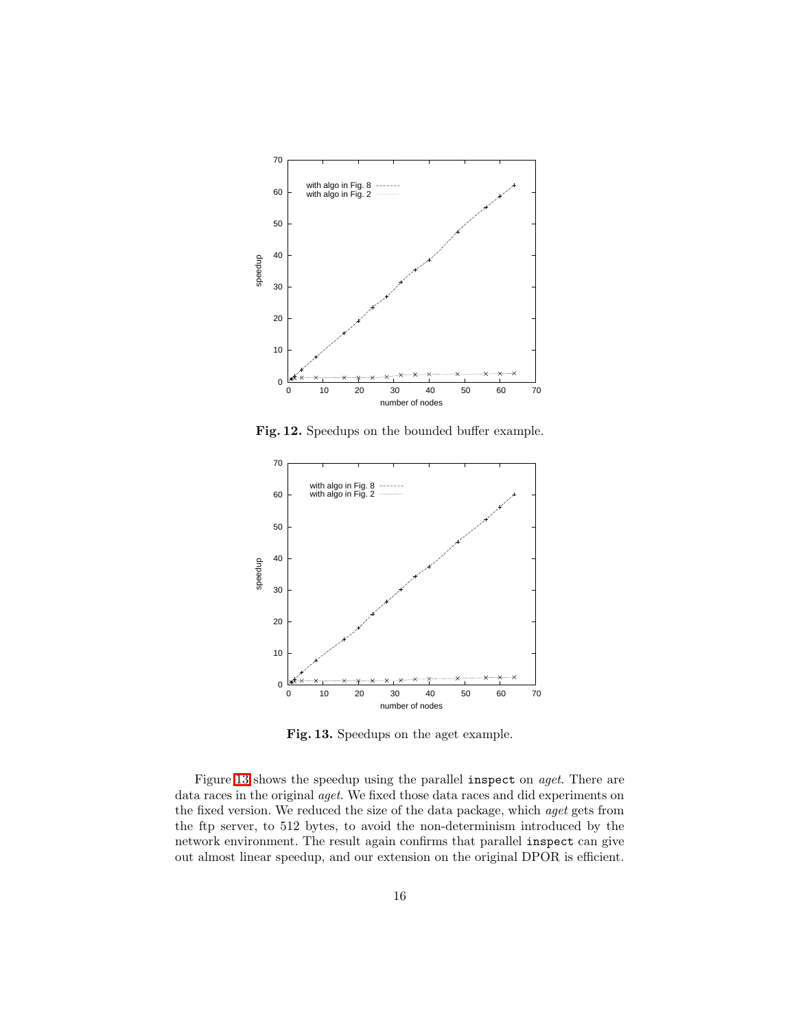**Fig. 12.** Speedups on the bounded buffer example.

**Fig. 13.** Speedups on the aget example.

Figure 13 shows the speedup using the parallel `inspect` on *aget*. There are data races in the original *aget*. We fixed those data races and did experiments on the fixed version. We reduced the size of the data package, which *aget* gets from the ftp server, to 512 bytes, to avoid the non-determinism introduced by the network environment. The result again confirms that parallel `inspect` can give out almost linear speedup, and our extension on the original DPOR is efficient.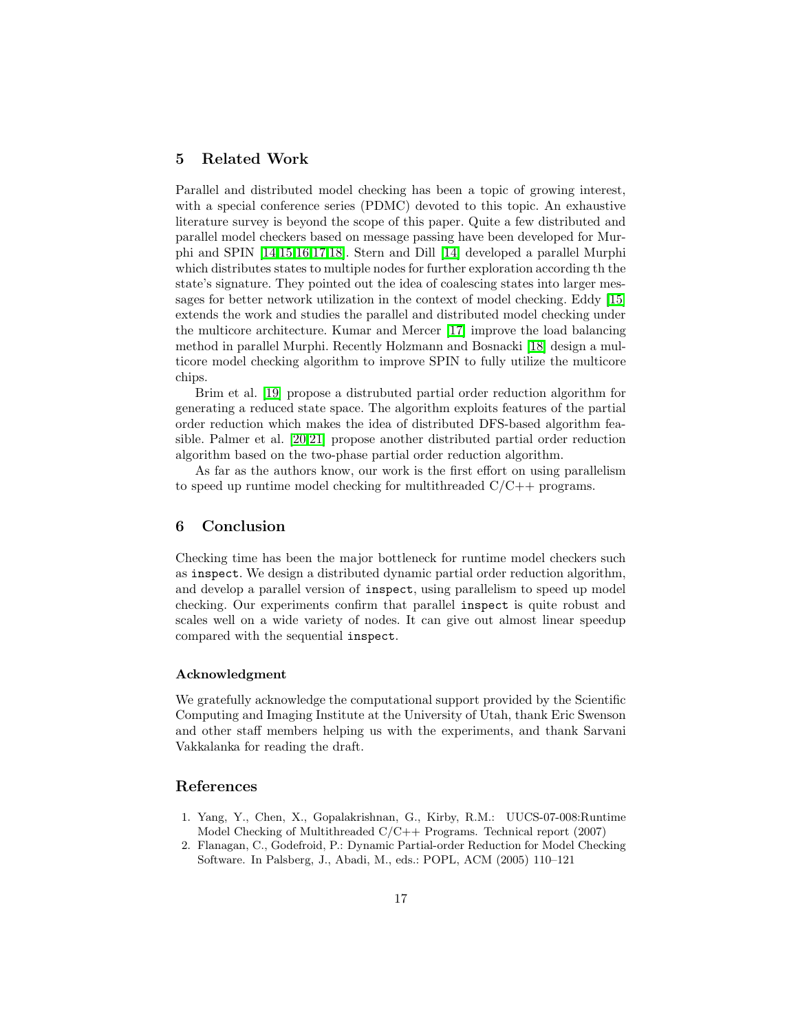## 5 Related Work

Parallel and distributed model checking has been a topic of growing interest, with a special conference series (PDMC) devoted to this topic. An exhaustive literature survey is beyond the scope of this paper. Quite a few distributed and parallel model checkers based on message passing have been developed for Murphi and SPIN [14,15,16,17,18]. Stern and Dill [14] developed a parallel Murphi which distributes states to multiple nodes for further exploration according th the state's signature. They pointed out the idea of coalescing states into larger messages for better network utilization in the context of model checking. Eddy [15] extends the work and studies the parallel and distributed model checking under the multicore architecture. Kumar and Mercer [17] improve the load balancing method in parallel Murphi. Recently Holzmann and Bosnacki [18] design a multicore model checking algorithm to improve SPIN to fully utilize the multicore chips.

Brim et al. [19] propose a distrubuted partial order reduction algorithm for generating a reduced state space. The algorithm exploits features of the partial order reduction which makes the idea of distributed DFS-based algorithm feasible. Palmer et al. [20,21] propose another distributed partial order reduction algorithm based on the two-phase partial order reduction algorithm.

As far as the authors know, our work is the first effort on using parallelism to speed up runtime model checking for multithreaded C/C++ programs.

## 6 Conclusion

Checking time has been the major bottleneck for runtime model checkers such as `inspect`. We design a distributed dynamic partial order reduction algorithm, and develop a parallel version of `inspect`, using parallelism to speed up model checking. Our experiments confirm that parallel `inspect` is quite robust and scales well on a wide variety of nodes. It can give out almost linear speedup compared with the sequential `inspect`.

### Acknowledgment

We gratefully acknowledge the computational support provided by the Scientific Computing and Imaging Institute at the University of Utah, thank Eric Swenson and other staff members helping us with the experiments, and thank Sarvani Vakkalanka for reading the draft.

## References

1. Yang, Y., Chen, X., Gopalakrishnan, G., Kirby, R.M.: UUCS-07-008:Runtime Model Checking of Multithreaded C/C++ Programs. Technical report (2007)
2. Flanagan, C., Godefroid, P.: Dynamic Partial-order Reduction for Model Checking Software. In Palsberg, J., Abadi, M., eds.: POPL, ACM (2005) 110–121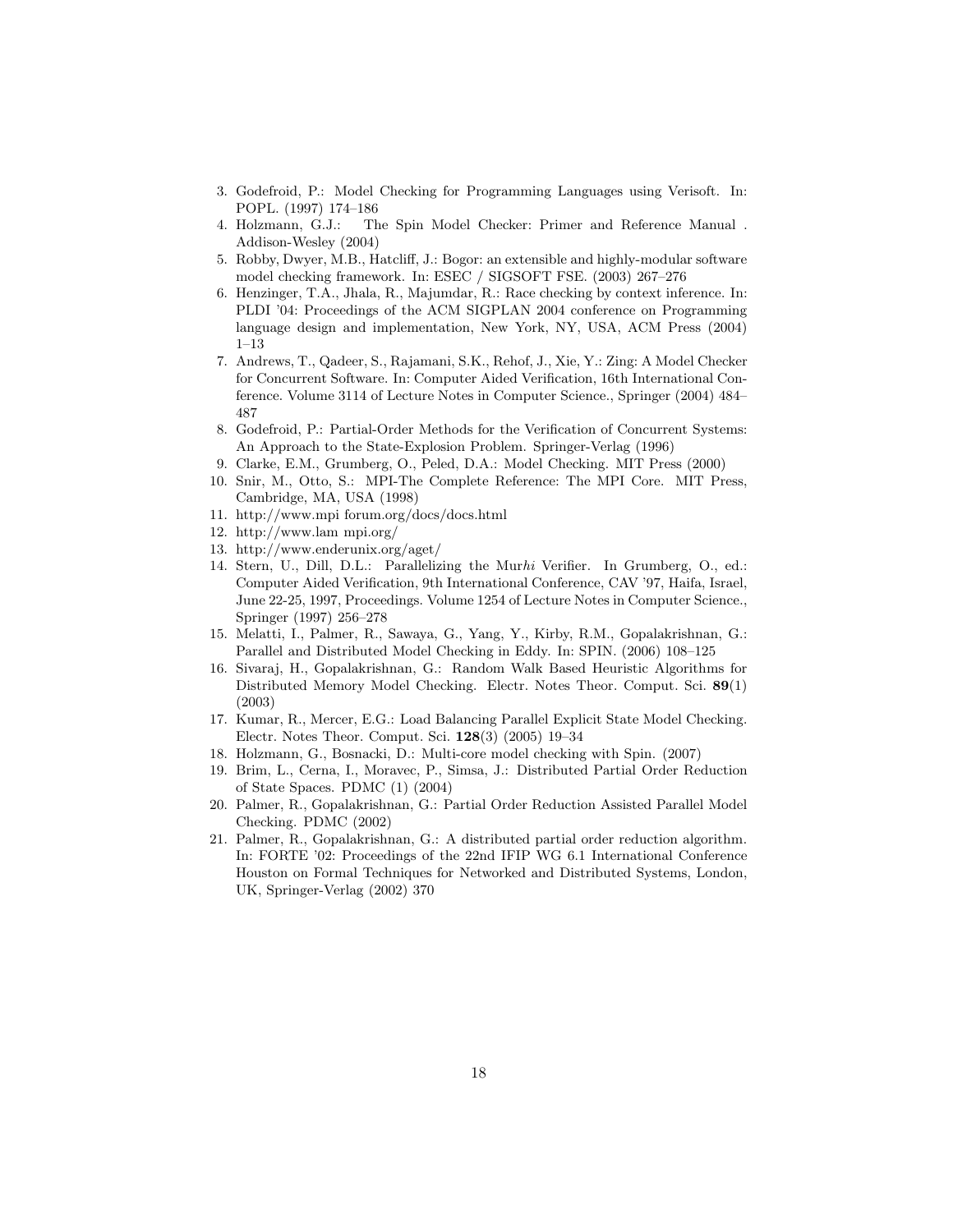3. Godefroid, P.: Model Checking for Programming Languages using Verisoft. In: POPL. (1997) 174–186
4. Holzmann, G.J.: The Spin Model Checker: Primer and Reference Manual . Addison-Wesley (2004)
5. Robby, Dwyer, M.B., Hatcliff, J.: Bogor: an extensible and highly-modular software model checking framework. In: ESEC / SIGSOFT FSE. (2003) 267–276
6. Henzinger, T.A., Jhala, R., Majumdar, R.: Race checking by context inference. In: PLDI '04: Proceedings of the ACM SIGPLAN 2004 conference on Programming language design and implementation, New York, NY, USA, ACM Press (2004) 1–13
7. Andrews, T., Qadeer, S., Rajamani, S.K., Rehof, J., Xie, Y.: Zing: A Model Checker for Concurrent Software. In: Computer Aided Verification, 16th International Conference. Volume 3114 of Lecture Notes in Computer Science., Springer (2004) 484–487
8. Godefroid, P.: Partial-Order Methods for the Verification of Concurrent Systems: An Approach to the State-Explosion Problem. Springer-Verlag (1996)
9. Clarke, E.M., Grumberg, O., Peled, D.A.: Model Checking. MIT Press (2000)
10. Snir, M., Otto, S.: MPI-The Complete Reference: The MPI Core. MIT Press, Cambridge, MA, USA (1998)
11. http://www.mpi forum.org/docs/docs.html
12. http://www.lam mpi.org/
13. http://www.enderunix.org/aget/
14. Stern, U., Dill, D.L.: Parallelizing the Mur*hi* Verifier. In Grumberg, O., ed.: Computer Aided Verification, 9th International Conference, CAV '97, Haifa, Israel, June 22-25, 1997, Proceedings. Volume 1254 of Lecture Notes in Computer Science., Springer (1997) 256–278
15. Melatti, I., Palmer, R., Sawaya, G., Yang, Y., Kirby, R.M., Gopalakrishnan, G.: Parallel and Distributed Model Checking in Eddy. In: SPIN. (2006) 108–125
16. Sivaraj, H., Gopalakrishnan, G.: Random Walk Based Heuristic Algorithms for Distributed Memory Model Checking. Electr. Notes Theor. Comput. Sci. **89**(1) (2003)
17. Kumar, R., Mercer, E.G.: Load Balancing Parallel Explicit State Model Checking. Electr. Notes Theor. Comput. Sci. **128**(3) (2005) 19–34
18. Holzmann, G., Bosnacki, D.: Multi-core model checking with Spin. (2007)
19. Brim, L., Cerna, I., Moravec, P., Simsa, J.: Distributed Partial Order Reduction of State Spaces. PDMC (1) (2004)
20. Palmer, R., Gopalakrishnan, G.: Partial Order Reduction Assisted Parallel Model Checking. PDMC (2002)
21. Palmer, R., Gopalakrishnan, G.: A distributed partial order reduction algorithm. In: FORTE '02: Proceedings of the 22nd IFIP WG 6.1 International Conference Houston on Formal Techniques for Networked and Distributed Systems, London, UK, Springer-Verlag (2002) 370